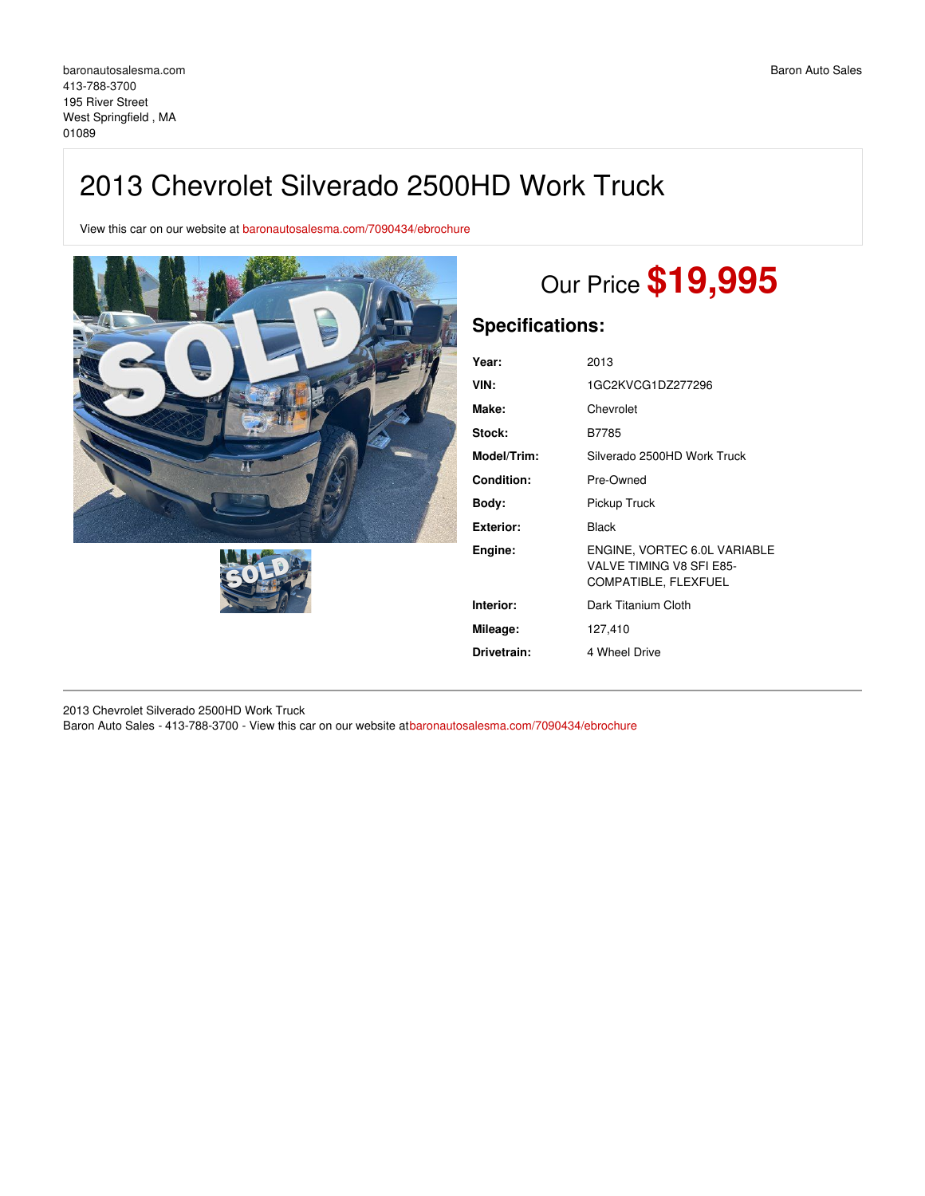baronautosalesma.com
413-788-3700
195 River Street
West Springfield , MA
01089

Baron Auto Sales

# 2013 Chevrolet Silverado 2500HD Work Truck

View this car on our website at baronautosalesma.com/7090434/ebrochure

Our Price **$19,995**

## Specifications:

| | |
|---|---|
| **Year:** | 2013 |
| **VIN:** | 1GC2KVCG1DZ277296 |
| **Make:** | Chevrolet |
| **Stock:** | B7785 |
| **Model/Trim:** | Silverado 2500HD Work Truck |
| **Condition:** | Pre-Owned |
| **Body:** | Pickup Truck |
| **Exterior:** | Black |
| **Engine:** | ENGINE, VORTEC 6.0L VARIABLE VALVE TIMING V8 SFI E85-COMPATIBLE, FLEXFUEL |
| **Interior:** | Dark Titanium Cloth |
| **Mileage:** | 127,410 |
| **Drivetrain:** | 4 Wheel Drive |

2013 Chevrolet Silverado 2500HD Work Truck
Baron Auto Sales - 413-788-3700 - View this car on our website atbaronautosalesma.com/7090434/ebrochure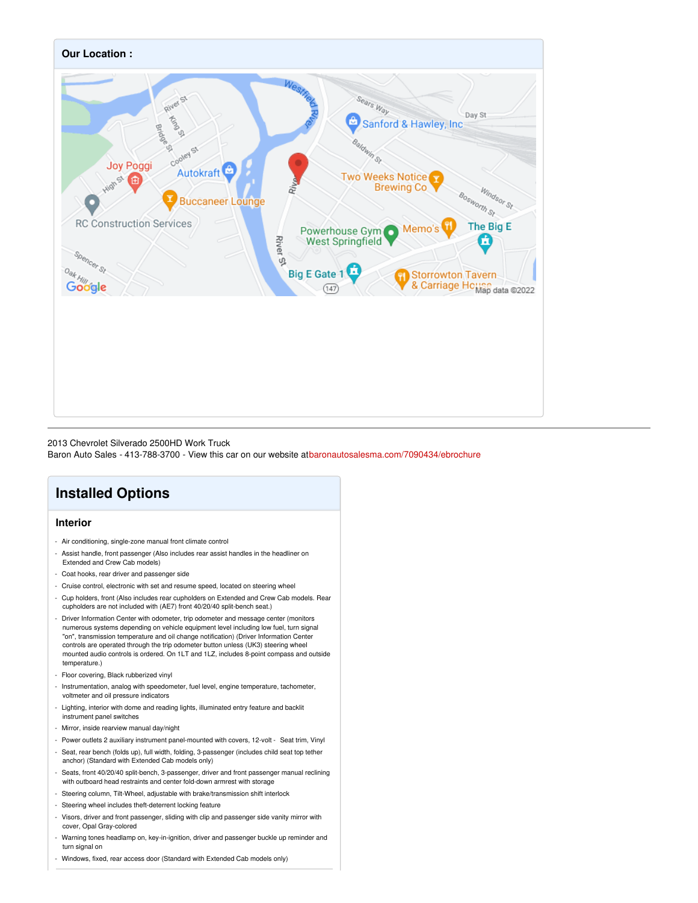## Our Location :

2013 Chevrolet Silverado 2500HD Work Truck
Baron Auto Sales - 413-788-3700 - View this car on our website at baronautosalesma.com/7090434/ebrochure

# Installed Options

## Interior

- Air conditioning, single-zone manual front climate control
- Assist handle, front passenger (Also includes rear assist handles in the headliner on Extended and Crew Cab models)
- Coat hooks, rear driver and passenger side
- Cruise control, electronic with set and resume speed, located on steering wheel
- Cup holders, front (Also includes rear cupholders on Extended and Crew Cab models. Rear cupholders are not included with (AE7) front 40/20/40 split-bench seat.)
- Driver Information Center with odometer, trip odometer and message center (monitors numerous systems depending on vehicle equipment level including low fuel, turn signal "on", transmission temperature and oil change notification) (Driver Information Center controls are operated through the trip odometer button unless (UK3) steering wheel mounted audio controls is ordered. On 1LT and 1LZ, includes 8-point compass and outside temperature.)
- Floor covering, Black rubberized vinyl
- Instrumentation, analog with speedometer, fuel level, engine temperature, tachometer, voltmeter and oil pressure indicators
- Lighting, interior with dome and reading lights, illuminated entry feature and backlit instrument panel switches
- Mirror, inside rearview manual day/night
- Power outlets 2 auxiliary instrument panel-mounted with covers, 12-volt
- Seat trim, Vinyl
- Seat, rear bench (folds up), full width, folding, 3-passenger (includes child seat top tether anchor) (Standard with Extended Cab models only)
- Seats, front 40/20/40 split-bench, 3-passenger, driver and front passenger manual reclining with outboard head restraints and center fold-down armrest with storage
- Steering column, Tilt-Wheel, adjustable with brake/transmission shift interlock
- Steering wheel includes theft-deterrent locking feature
- Visors, driver and front passenger, sliding with clip and passenger side vanity mirror with cover, Opal Gray-colored
- Warning tones headlamp on, key-in-ignition, driver and passenger buckle up reminder and turn signal on
- Windows, fixed, rear access door (Standard with Extended Cab models only)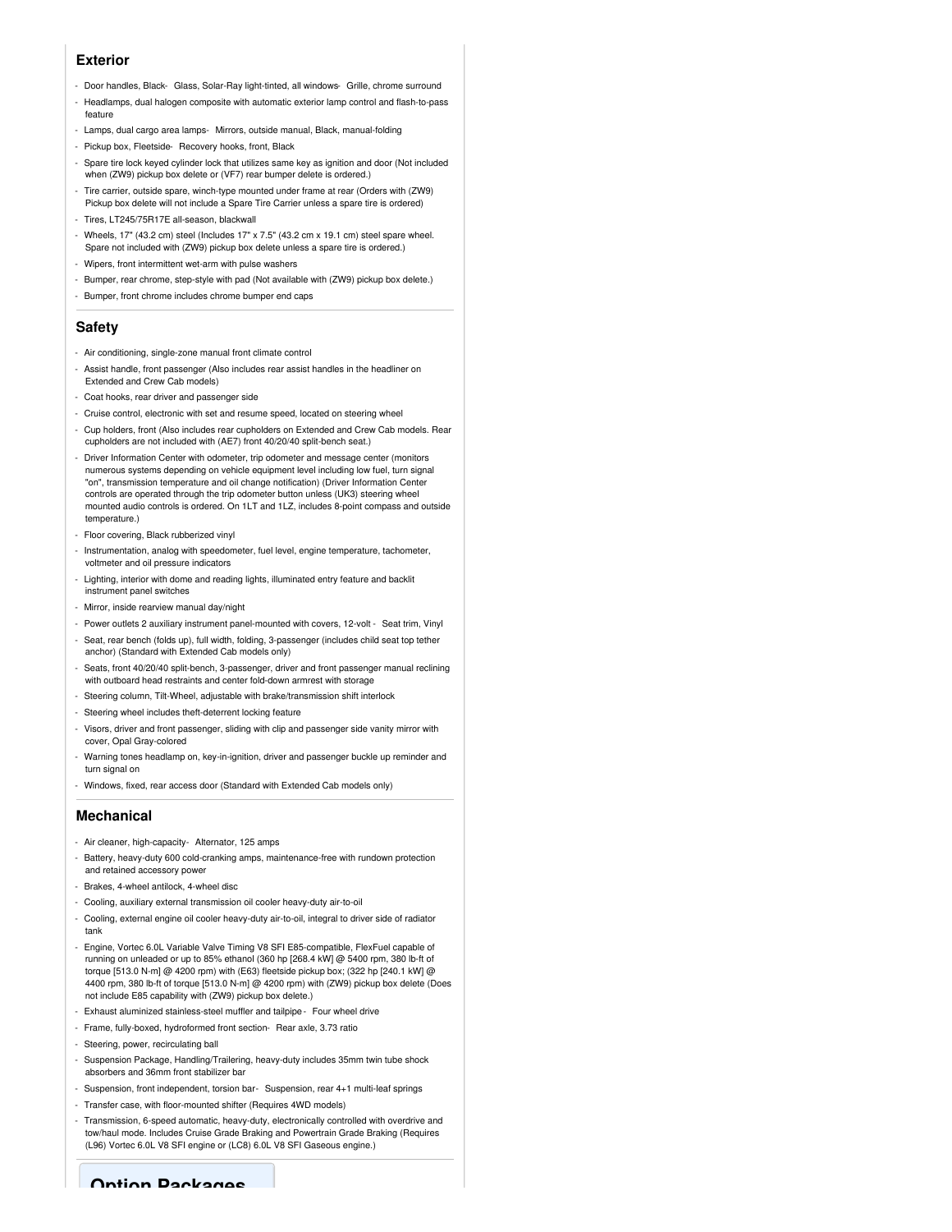## Exterior

- Door handles, Black
- Glass, Solar-Ray light-tinted, all windows
- Grille, chrome surround
- Headlamps, dual halogen composite with automatic exterior lamp control and flash-to-pass feature
- Lamps, dual cargo area lamps
- Mirrors, outside manual, Black, manual-folding
- Pickup box, Fleetside
- Recovery hooks, front, Black
- Spare tire lock keyed cylinder lock that utilizes same key as ignition and door (Not included when (ZW9) pickup box delete or (VF7) rear bumper delete is ordered.)
- Tire carrier, outside spare, winch-type mounted under frame at rear (Orders with (ZW9) Pickup box delete will not include a Spare Tire Carrier unless a spare tire is ordered)
- Tires, LT245/75R17E all-season, blackwall
- Wheels, 17" (43.2 cm) steel (Includes 17" x 7.5" (43.2 cm x 19.1 cm) steel spare wheel. Spare not included with (ZW9) pickup box delete unless a spare tire is ordered.)
- Wipers, front intermittent wet-arm with pulse washers
- Bumper, rear chrome, step-style with pad (Not available with (ZW9) pickup box delete.)
- Bumper, front chrome includes chrome bumper end caps

## Safety

- Air conditioning, single-zone manual front climate control
- Assist handle, front passenger (Also includes rear assist handles in the headliner on Extended and Crew Cab models)
- Coat hooks, rear driver and passenger side
- Cruise control, electronic with set and resume speed, located on steering wheel
- Cup holders, front (Also includes rear cupholders on Extended and Crew Cab models. Rear cupholders are not included with (AE7) front 40/20/40 split-bench seat.)
- Driver Information Center with odometer, trip odometer and message center (monitors numerous systems depending on vehicle equipment level including low fuel, turn signal "on", transmission temperature and oil change notification) (Driver Information Center controls are operated through the trip odometer button unless (UK3) steering wheel mounted audio controls is ordered. On 1LT and 1LZ, includes 8-point compass and outside temperature.)
- Floor covering, Black rubberized vinyl
- Instrumentation, analog with speedometer, fuel level, engine temperature, tachometer, voltmeter and oil pressure indicators
- Lighting, interior with dome and reading lights, illuminated entry feature and backlit instrument panel switches
- Mirror, inside rearview manual day/night
- Power outlets 2 auxiliary instrument panel-mounted with covers, 12-volt
- Seat trim, Vinyl
- Seat, rear bench (folds up), full width, folding, 3-passenger (includes child seat top tether anchor) (Standard with Extended Cab models only)
- Seats, front 40/20/40 split-bench, 3-passenger, driver and front passenger manual reclining with outboard head restraints and center fold-down armrest with storage
- Steering column, Tilt-Wheel, adjustable with brake/transmission shift interlock
- Steering wheel includes theft-deterrent locking feature
- Visors, driver and front passenger, sliding with clip and passenger side vanity mirror with cover, Opal Gray-colored
- Warning tones headlamp on, key-in-ignition, driver and passenger buckle up reminder and turn signal on
- Windows, fixed, rear access door (Standard with Extended Cab models only)

## Mechanical

- Air cleaner, high-capacity
- Alternator, 125 amps
- Battery, heavy-duty 600 cold-cranking amps, maintenance-free with rundown protection and retained accessory power
- Brakes, 4-wheel antilock, 4-wheel disc
- Cooling, auxiliary external transmission oil cooler heavy-duty air-to-oil
- Cooling, external engine oil cooler heavy-duty air-to-oil, integral to driver side of radiator tank
- Engine, Vortec 6.0L Variable Valve Timing V8 SFI E85-compatible, FlexFuel capable of running on unleaded or up to 85% ethanol (360 hp [268.4 kW] @ 5400 rpm, 380 lb-ft of torque [513.0 N-m] @ 4200 rpm) with (E63) fleetside pickup box; (322 hp [240.1 kW] @ 4400 rpm, 380 lb-ft of torque [513.0 N-m] @ 4200 rpm) with (ZW9) pickup box delete (Does not include E85 capability with (ZW9) pickup box delete.)
- Exhaust aluminized stainless-steel muffler and tailpipe
- Four wheel drive
- Frame, fully-boxed, hydroformed front section
- Rear axle, 3.73 ratio
- Steering, power, recirculating ball
- Suspension Package, Handling/Trailering, heavy-duty includes 35mm twin tube shock absorbers and 36mm front stabilizer bar
- Suspension, front independent, torsion bar
- Suspension, rear 4+1 multi-leaf springs
- Transfer case, with floor-mounted shifter (Requires 4WD models)
- Transmission, 6-speed automatic, heavy-duty, electronically controlled with overdrive and tow/haul mode. Includes Cruise Grade Braking and Powertrain Grade Braking (Requires (L96) Vortec 6.0L V8 SFI engine or (LC8) 6.0L V8 SFI Gaseous engine.)

## Option Packages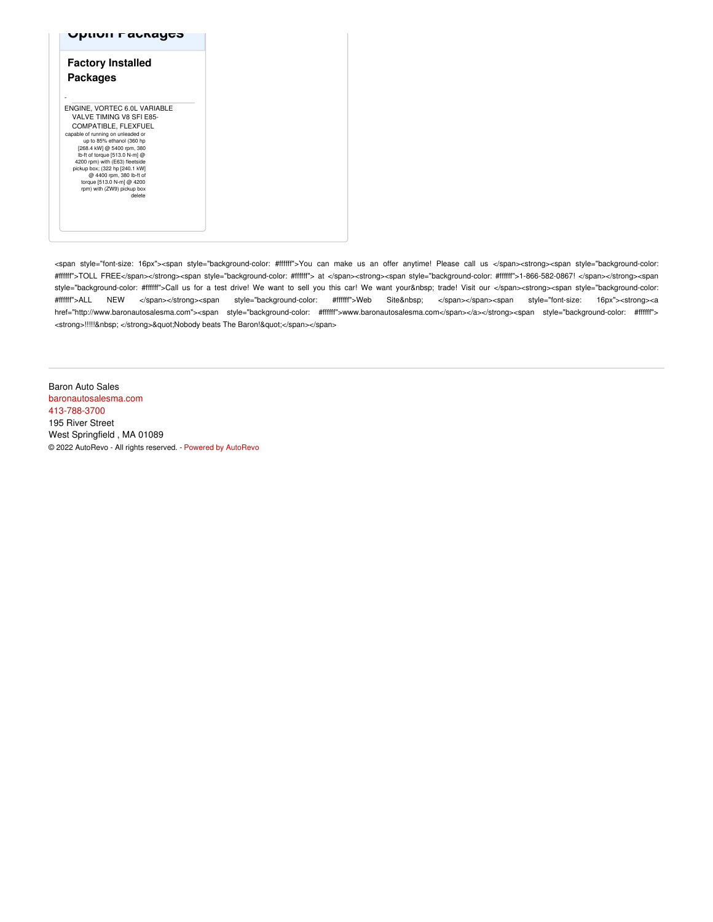## Option Packages

### Factory Installed Packages

-

ENGINE, VORTEC 6.0L VARIABLE VALVE TIMING V8 SFI E85-COMPATIBLE, FLEXFUEL

capable of running on unleaded or up to 85% ethanol (360 hp [268.4 kW] @ 5400 rpm, 380 lb-ft of torque [513.0 N-m] @ 4200 rpm) with (E63) fleetside pickup box; (322 hp [240.1 kW] @ 4400 rpm, 380 lb-ft of torque [513.0 N-m] @ 4200 rpm) with (ZW9) pickup box delete

<span style="font-size: 16px"><span style="background-color: #ffffff">You can make us an offer anytime! Please call us </span><strong><span style="background-color: #ffffff">TOLL FREE</span></strong><span style="background-color: #ffffff"> at </span><strong><span style="background-color: #ffffff">1-866-582-0867! </span></strong><span style="background-color: #ffffff">Call us for a test drive! We want to sell you this car! We want your&nbsp; trade! Visit our </span><strong><span style="background-color: #ffffff">ALL NEW </span></strong><span style="background-color: #ffffff">Web Site&nbsp; </span></span><span style="font-size: 16px"><strong><a href="http://www.baronautosalesma.com"><span style="background-color: #ffffff">www.baronautosalesma.com</span></a></strong><span style="background-color: #ffffff"><strong>!!!!!&nbsp; </strong>&quot;Nobody beats The Baron!&quot;</span></span>

---

Baron Auto Sales
baronautosalesma.com
413-788-3700
195 River Street
West Springfield , MA 01089
© 2022 AutoRevo - All rights reserved. - Powered by AutoRevo